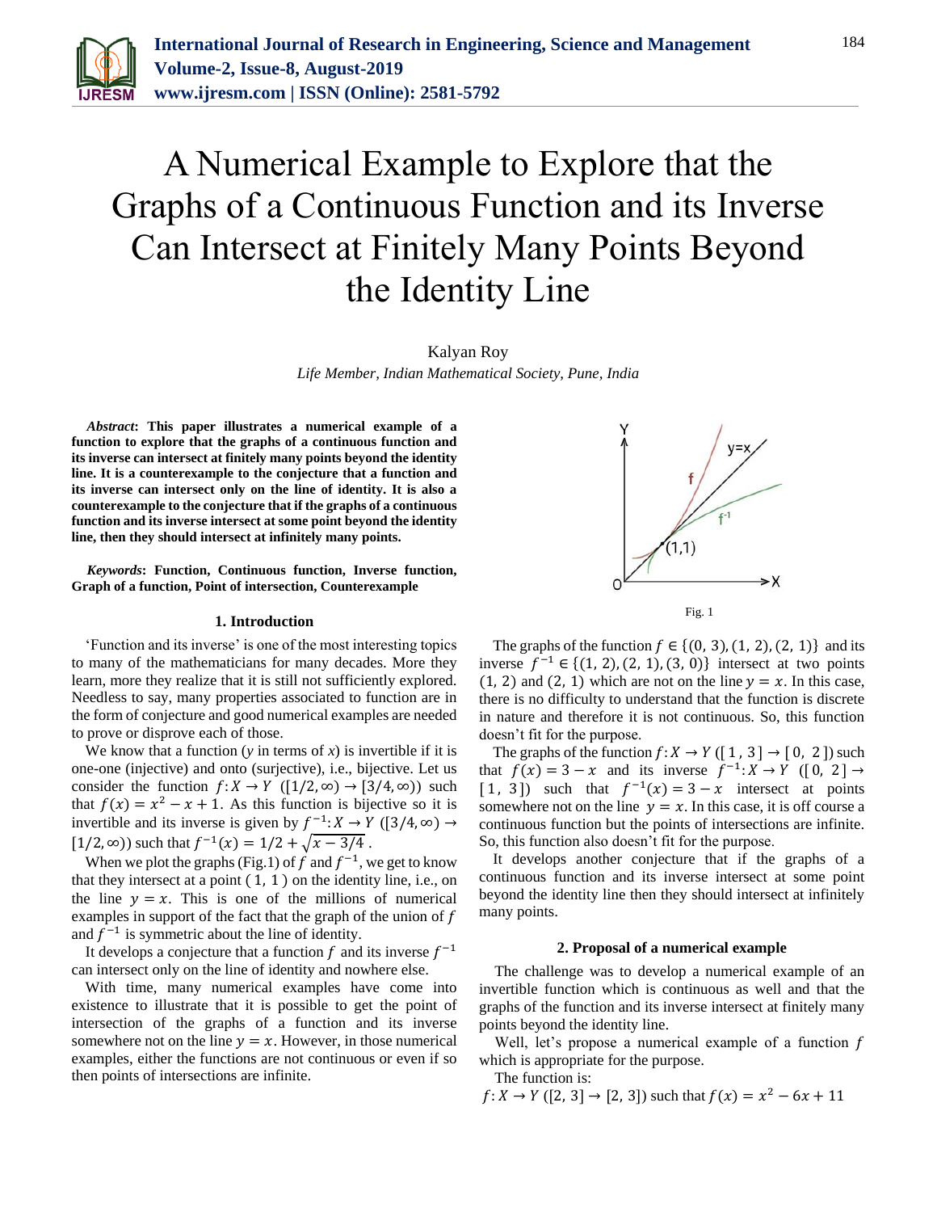# A Numerical Example to Explore that the Graphs of a Continuous Function and its Inverse Can Intersect at Finitely Many Points Beyond the Identity Line

Kalyan Roy

*Life Member, Indian Mathematical Society, Pune, India*

***Abstract*: This paper illustrates a numerical example of a function to explore that the graphs of a continuous function and its inverse can intersect at finitely many points beyond the identity line. It is a counterexample to the conjecture that a function and its inverse can intersect only on the line of identity. It is also a counterexample to the conjecture that if the graphs of a continuous function and its inverse intersect at some point beyond the identity line, then they should intersect at infinitely many points.**

***Keywords*: Function, Continuous function, Inverse function, Graph of a function, Point of intersection, Counterexample**

## 1. Introduction

'Function and its inverse' is one of the most interesting topics to many of the mathematicians for many decades. More they learn, more they realize that it is still not sufficiently explored. Needless to say, many properties associated to function are in the form of conjecture and good numerical examples are needed to prove or disprove each of those.

We know that a function ($y$ in terms of $x$) is invertible if it is one-one (injective) and onto (surjective), i.e., bijective. Let us consider the function $f: X \to Y$ $([1/2, \infty) \to [3/4, \infty))$ such that $f(x) = x^2 - x + 1$. As this function is bijective so it is invertible and its inverse is given by $f^{-1}: X \to Y$ $([3/4, \infty) \to [1/2, \infty))$ such that $f^{-1}(x) = 1/2 + \sqrt{x - 3/4}$.

When we plot the graphs (Fig.1) of $f$ and $f^{-1}$, we get to know that they intersect at a point $(1, 1)$ on the identity line, i.e., on the line $y = x$. This is one of the millions of numerical examples in support of the fact that the graph of the union of $f$ and $f^{-1}$ is symmetric about the line of identity.

It develops a conjecture that a function $f$ and its inverse $f^{-1}$ can intersect only on the line of identity and nowhere else.

With time, many numerical examples have come into existence to illustrate that it is possible to get the point of intersection of the graphs of a function and its inverse somewhere not on the line $y = x$. However, in those numerical examples, either the functions are not continuous or even if so then points of intersections are infinite.

Fig. 1

The graphs of the function $f \in \{(0, 3), (1, 2), (2, 1)\}$ and its inverse $f^{-1} \in \{(1, 2), (2, 1), (3, 0)\}$ intersect at two points $(1, 2)$ and $(2, 1)$ which are not on the line $y = x$. In this case, there is no difficulty to understand that the function is discrete in nature and therefore it is not continuous. So, this function doesn't fit for the purpose.

The graphs of the function $f: X \to Y$ $([1, 3] \to [0, 2])$ such that $f(x) = 3 - x$ and its inverse $f^{-1}: X \to Y$ $([0, 2] \to [1, 3])$ such that $f^{-1}(x) = 3 - x$ intersect at points somewhere not on the line $y = x$. In this case, it is off course a continuous function but the points of intersections are infinite. So, this function also doesn't fit for the purpose.

It develops another conjecture that if the graphs of a continuous function and its inverse intersect at some point beyond the identity line then they should intersect at infinitely many points.

## 2. Proposal of a numerical example

The challenge was to develop a numerical example of an invertible function which is continuous as well and that the graphs of the function and its inverse intersect at finitely many points beyond the identity line.

Well, let's propose a numerical example of a function $f$ which is appropriate for the purpose.

The function is:

$f: X \to Y$ $([2, 3] \to [2, 3])$ such that $f(x) = x^2 - 6x + 11$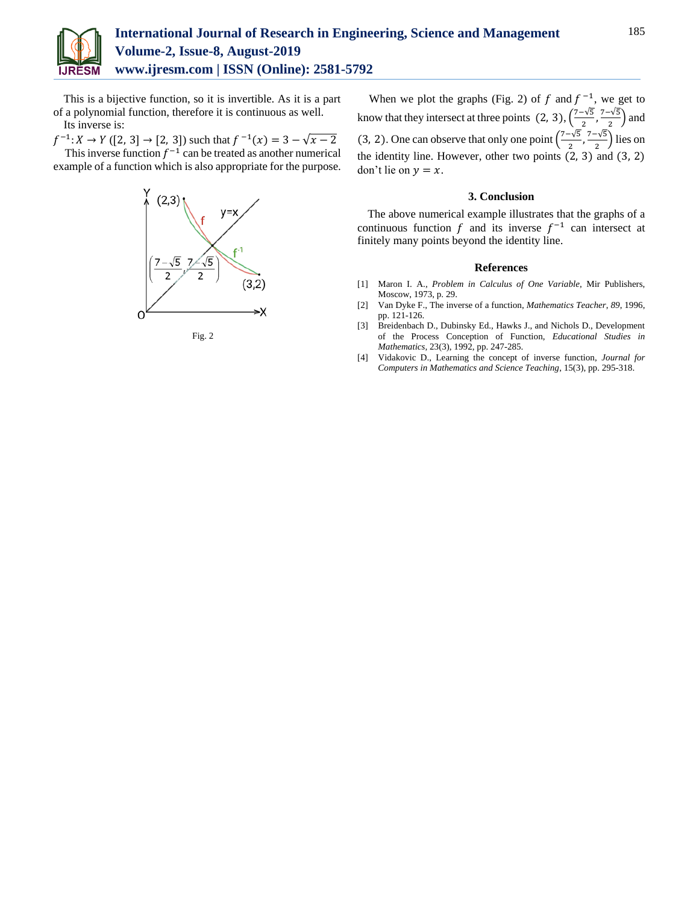This is a bijective function, so it is invertible. As it is a part of a polynomial function, therefore it is continuous as well.

Its inverse is:

$f^{-1}: X \to Y$ ($[2, 3] \to [2, 3]$) such that $f^{-1}(x) = 3 - \sqrt{x - 2}$

This inverse function $f^{-1}$ can be treated as another numerical example of a function which is also appropriate for the purpose.

Y
(2,3)
y=x
f
$f^{-1}$
$\left(\frac{7-\sqrt{5}}{2}, \frac{7-\sqrt{5}}{2}\right)$
(3,2)
O
X

Fig. 2

When we plot the graphs (Fig. 2) of $f$ and $f^{-1}$, we get to know that they intersect at three points $(2, 3)$, $\left(\frac{7-\sqrt{5}}{2}, \frac{7-\sqrt{5}}{2}\right)$ and $(3, 2)$. One can observe that only one point $\left(\frac{7-\sqrt{5}}{2}, \frac{7-\sqrt{5}}{2}\right)$ lies on the identity line. However, other two points $(2, 3)$ and $(3, 2)$ don't lie on $y = x$.

## 3. Conclusion

The above numerical example illustrates that the graphs of a continuous function $f$ and its inverse $f^{-1}$ can intersect at finitely many points beyond the identity line.

## References

[1] Maron I. A., *Problem in Calculus of One Variable*, Mir Publishers, Moscow, 1973, p. 29.

[2] Van Dyke F., The inverse of a function, *Mathematics Teacher, 89*, 1996, pp. 121-126.

[3] Breidenbach D., Dubinsky Ed., Hawks J., and Nichols D., Development of the Process Conception of Function, *Educational Studies in Mathematics*, 23(3), 1992, pp. 247-285.

[4] Vidakovic D., Learning the concept of inverse function, *Journal for Computers in Mathematics and Science Teaching*, 15(3), pp. 295-318.